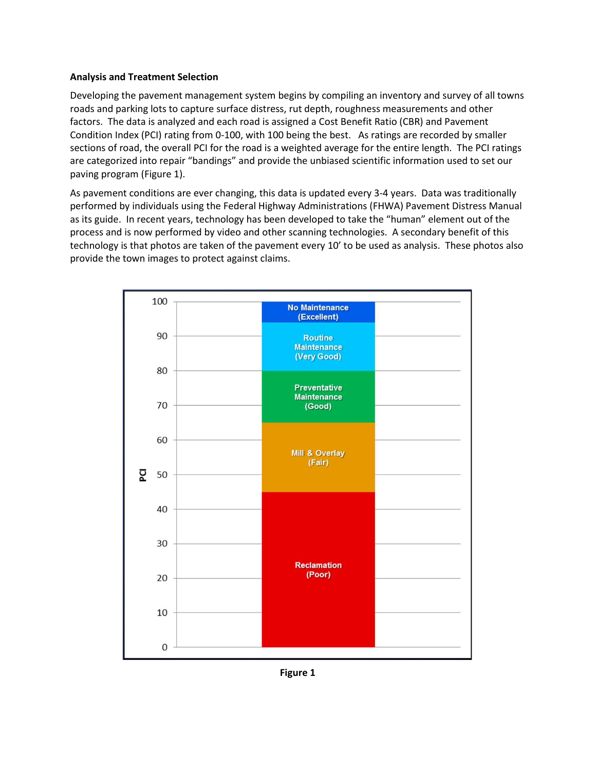**Analysis and Treatment Selection**

Developing the pavement management system begins by compiling an inventory and survey of all towns roads and parking lots to capture surface distress, rut depth, roughness measurements and other factors. The data is analyzed and each road is assigned a Cost Benefit Ratio (CBR) and Pavement Condition Index (PCI) rating from 0-100, with 100 being the best. As ratings are recorded by smaller sections of road, the overall PCI for the road is a weighted average for the entire length. The PCI ratings are categorized into repair "bandings" and provide the unbiased scientific information used to set our paving program (Figure 1).

As pavement conditions are ever changing, this data is updated every 3-4 years. Data was traditionally performed by individuals using the Federal Highway Administrations (FHWA) Pavement Distress Manual as its guide. In recent years, technology has been developed to take the "human" element out of the process and is now performed by video and other scanning technologies. A secondary benefit of this technology is that photos are taken of the pavement every 10' to be used as analysis. These photos also provide the town images to protect against claims.

| PCI | Treatment |
|---|---|
| 94–100 | No Maintenance (Excellent) |
| 80–94 | Routine Maintenance (Very Good) |
| 65–80 | Preventative Maintenance (Good) |
| 45–65 | Mill & Overlay (Fair) |
| 0–45 | Reclamation (Poor) |

Figure 1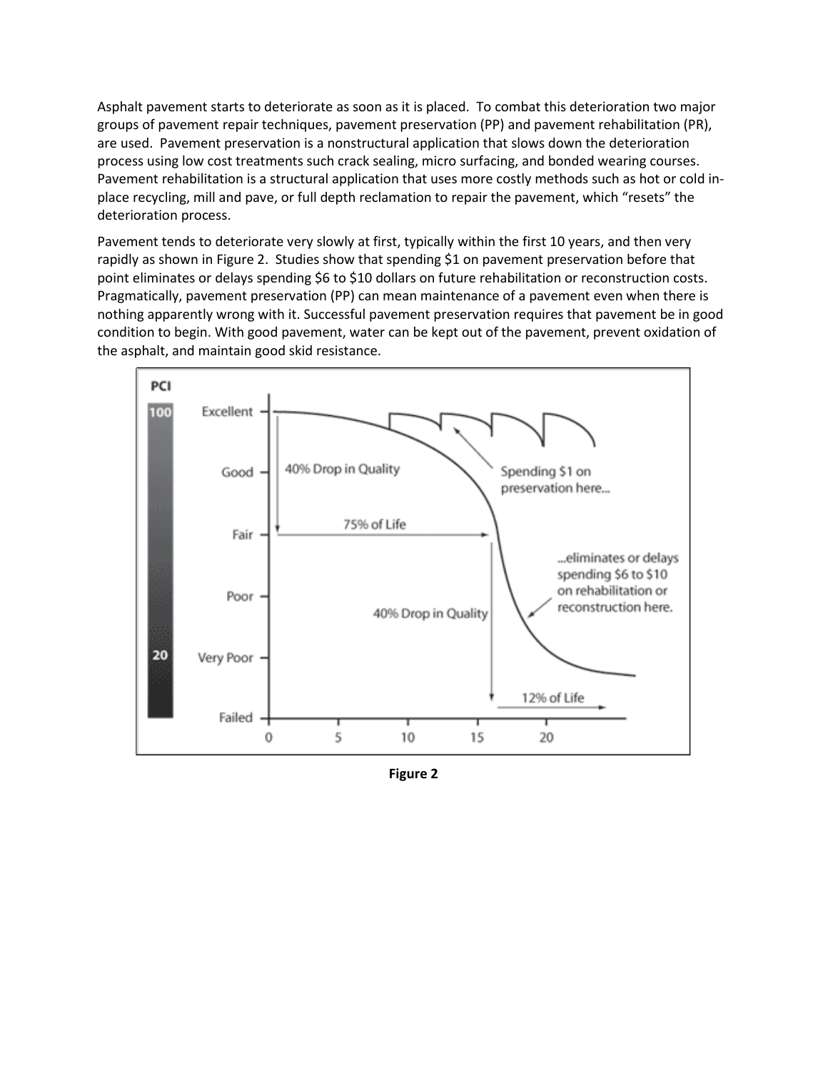Asphalt pavement starts to deteriorate as soon as it is placed. To combat this deterioration two major groups of pavement repair techniques, pavement preservation (PP) and pavement rehabilitation (PR), are used. Pavement preservation is a nonstructural application that slows down the deterioration process using low cost treatments such crack sealing, micro surfacing, and bonded wearing courses. Pavement rehabilitation is a structural application that uses more costly methods such as hot or cold in-place recycling, mill and pave, or full depth reclamation to repair the pavement, which "resets" the deterioration process.

Pavement tends to deteriorate very slowly at first, typically within the first 10 years, and then very rapidly as shown in Figure 2. Studies show that spending $1 on pavement preservation before that point eliminates or delays spending $6 to $10 dollars on future rehabilitation or reconstruction costs. Pragmatically, pavement preservation (PP) can mean maintenance of a pavement even when there is nothing apparently wrong with it. Successful pavement preservation requires that pavement be in good condition to begin. With good pavement, water can be kept out of the pavement, prevent oxidation of the asphalt, and maintain good skid resistance.

PCI
100
20
Excellent
Good
Fair
Poor
Very Poor
Failed
0
5
10
15
20
40% Drop in Quality
75% of Life
40% Drop in Quality
12% of Life
Spending $1 on preservation here...
...eliminates or delays spending $6 to $10 on rehabilitation or reconstruction here.

**Figure 2**